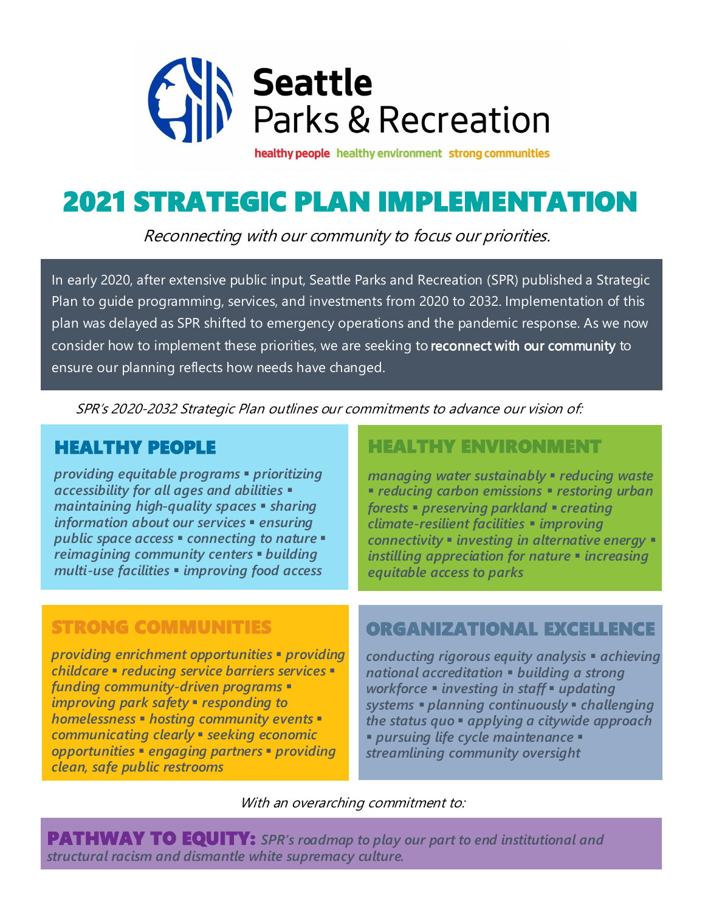Seattle Parks & Recreation

healthy people healthy environment strong communities

# 2021 STRATEGIC PLAN IMPLEMENTATION

*Reconnecting with our community to focus our priorities.*

In early 2020, after extensive public input, Seattle Parks and Recreation (SPR) published a Strategic Plan to guide programming, services, and investments from 2020 to 2032. Implementation of this plan was delayed as SPR shifted to emergency operations and the pandemic response. As we now consider how to implement these priorities, we are seeking to **reconnect with our community** to ensure our planning reflects how needs have changed.

*SPR's 2020-2032 Strategic Plan outlines our commitments to advance our vision of:*

## HEALTHY PEOPLE

*providing equitable programs ▪ prioritizing accessibility for all ages and abilities ▪ maintaining high-quality spaces ▪ sharing information about our services ▪ ensuring public space access ▪ connecting to nature ▪ reimagining community centers ▪ building multi-use facilities ▪ improving food access*

## HEALTHY ENVIRONMENT

*managing water sustainably ▪ reducing waste ▪ reducing carbon emissions ▪ restoring urban forests ▪ preserving parkland ▪ creating climate-resilient facilities ▪ improving connectivity ▪ investing in alternative energy ▪ instilling appreciation for nature ▪ increasing equitable access to parks*

## STRONG COMMUNITIES

*providing enrichment opportunities ▪ providing childcare ▪ reducing service barriers services ▪ funding community-driven programs ▪ improving park safety ▪ responding to homelessness ▪ hosting community events ▪ communicating clearly ▪ seeking economic opportunities ▪ engaging partners ▪ providing clean, safe public restrooms*

## ORGANIZATIONAL EXCELLENCE

*conducting rigorous equity analysis ▪ achieving national accreditation ▪ building a strong workforce ▪ investing in staff ▪ updating systems ▪ planning continuously ▪ challenging the status quo ▪ applying a citywide approach ▪ pursuing life cycle maintenance ▪ streamlining community oversight*

*With an overarching commitment to:*

**PATHWAY TO EQUITY:** *SPR's roadmap to play our part to end institutional and structural racism and dismantle white supremacy culture.*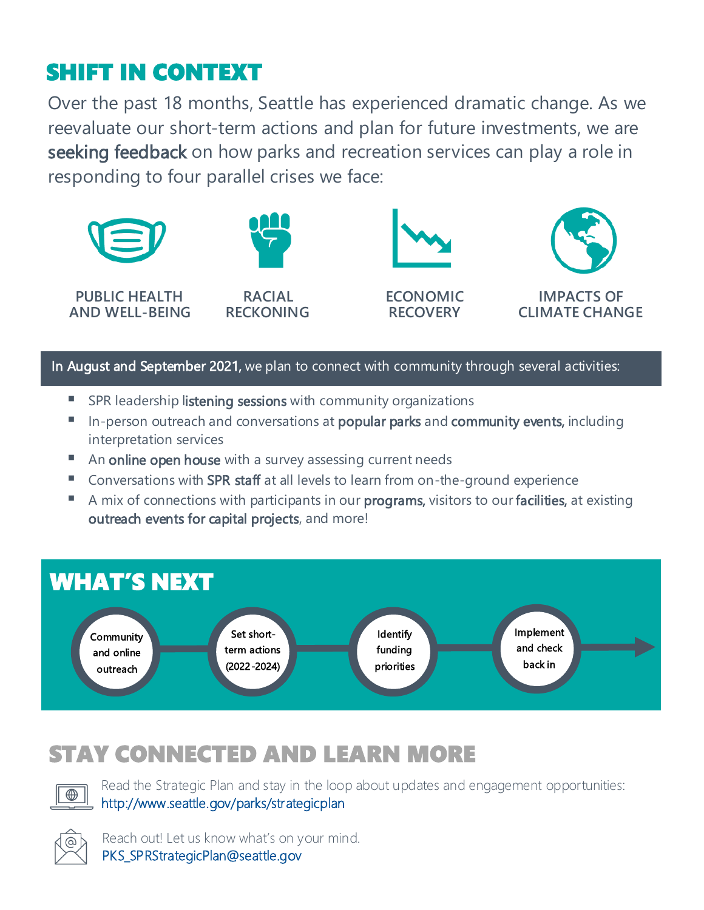## SHIFT IN CONTEXT

Over the past 18 months, Seattle has experienced dramatic change. As we reevaluate our short-term actions and plan for future investments, we are **seeking feedback** on how parks and recreation services can play a role in responding to four parallel crises we face:

PUBLIC HEALTH AND WELL-BEING

RACIAL RECKONING

ECONOMIC RECOVERY

IMPACTS OF CLIMATE CHANGE

**In August and September 2021,** we plan to connect with community through several activities:

- SPR leadership **listening sessions** with community organizations
- In-person outreach and conversations at **popular parks** and **community events,** including interpretation services
- An **online open house** with a survey assessing current needs
- Conversations with **SPR staff** at all levels to learn from on-the-ground experience
- A mix of connections with participants in our **programs,** visitors to our **facilities,** at existing **outreach events for capital projects**, and more!

## WHAT'S NEXT

Community and online outreach

Set short-term actions (2022-2024)

Identify funding priorities

Implement and check back in

## STAY CONNECTED AND LEARN MORE

Read the Strategic Plan and stay in the loop about updates and engagement opportunities:
http://www.seattle.gov/parks/strategicplan

Reach out! Let us know what's on your mind.
PKS_SPRStrategicPlan@seattle.gov